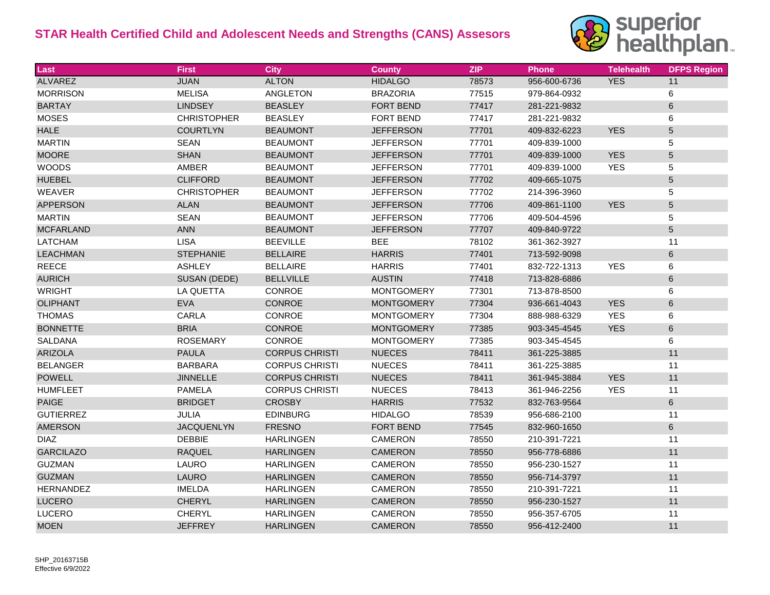# STAR Health Certified Child and Adolescent Needs and Strengths (CANS) Assesors

| Last | First | City | County | ZIP | Phone | Telehealth | DFPS Region |
|---|---|---|---|---|---|---|---|
| ALVAREZ | JUAN | ALTON | HIDALGO | 78573 | 956-600-6736 | YES | 11 |
| MORRISON | MELISA | ANGLETON | BRAZORIA | 77515 | 979-864-0932 | | 6 |
| BARTAY | LINDSEY | BEASLEY | FORT BEND | 77417 | 281-221-9832 | | 6 |
| MOSES | CHRISTOPHER | BEASLEY | FORT BEND | 77417 | 281-221-9832 | | 6 |
| HALE | COURTLYN | BEAUMONT | JEFFERSON | 77701 | 409-832-6223 | YES | 5 |
| MARTIN | SEAN | BEAUMONT | JEFFERSON | 77701 | 409-839-1000 | | 5 |
| MOORE | SHAN | BEAUMONT | JEFFERSON | 77701 | 409-839-1000 | YES | 5 |
| WOODS | AMBER | BEAUMONT | JEFFERSON | 77701 | 409-839-1000 | YES | 5 |
| HUEBEL | CLIFFORD | BEAUMONT | JEFFERSON | 77702 | 409-665-1075 | | 5 |
| WEAVER | CHRISTOPHER | BEAUMONT | JEFFERSON | 77702 | 214-396-3960 | | 5 |
| APPERSON | ALAN | BEAUMONT | JEFFERSON | 77706 | 409-861-1100 | YES | 5 |
| MARTIN | SEAN | BEAUMONT | JEFFERSON | 77706 | 409-504-4596 | | 5 |
| MCFARLAND | ANN | BEAUMONT | JEFFERSON | 77707 | 409-840-9722 | | 5 |
| LATCHAM | LISA | BEEVILLE | BEE | 78102 | 361-362-3927 | | 11 |
| LEACHMAN | STEPHANIE | BELLAIRE | HARRIS | 77401 | 713-592-9098 | | 6 |
| REECE | ASHLEY | BELLAIRE | HARRIS | 77401 | 832-722-1313 | YES | 6 |
| AURICH | SUSAN (DEDE) | BELLVILLE | AUSTIN | 77418 | 713-828-6886 | | 6 |
| WRIGHT | LA QUETTA | CONROE | MONTGOMERY | 77301 | 713-878-8500 | | 6 |
| OLIPHANT | EVA | CONROE | MONTGOMERY | 77304 | 936-661-4043 | YES | 6 |
| THOMAS | CARLA | CONROE | MONTGOMERY | 77304 | 888-988-6329 | YES | 6 |
| BONNETTE | BRIA | CONROE | MONTGOMERY | 77385 | 903-345-4545 | YES | 6 |
| SALDANA | ROSEMARY | CONROE | MONTGOMERY | 77385 | 903-345-4545 | | 6 |
| ARIZOLA | PAULA | CORPUS CHRISTI | NUECES | 78411 | 361-225-3885 | | 11 |
| BELANGER | BARBARA | CORPUS CHRISTI | NUECES | 78411 | 361-225-3885 | | 11 |
| POWELL | JINNELLE | CORPUS CHRISTI | NUECES | 78411 | 361-945-3884 | YES | 11 |
| HUMFLEET | PAMELA | CORPUS CHRISTI | NUECES | 78413 | 361-946-2256 | YES | 11 |
| PAIGE | BRIDGET | CROSBY | HARRIS | 77532 | 832-763-9564 | | 6 |
| GUTIERREZ | JULIA | EDINBURG | HIDALGO | 78539 | 956-686-2100 | | 11 |
| AMERSON | JACQUENLYN | FRESNO | FORT BEND | 77545 | 832-960-1650 | | 6 |
| DIAZ | DEBBIE | HARLINGEN | CAMERON | 78550 | 210-391-7221 | | 11 |
| GARCILAZO | RAQUEL | HARLINGEN | CAMERON | 78550 | 956-778-6886 | | 11 |
| GUZMAN | LAURO | HARLINGEN | CAMERON | 78550 | 956-230-1527 | | 11 |
| GUZMAN | LAURO | HARLINGEN | CAMERON | 78550 | 956-714-3797 | | 11 |
| HERNANDEZ | IMELDA | HARLINGEN | CAMERON | 78550 | 210-391-7221 | | 11 |
| LUCERO | CHERYL | HARLINGEN | CAMERON | 78550 | 956-230-1527 | | 11 |
| LUCERO | CHERYL | HARLINGEN | CAMERON | 78550 | 956-357-6705 | | 11 |
| MOEN | JEFFREY | HARLINGEN | CAMERON | 78550 | 956-412-2400 | | 11 |

SHP_20163715B
Effective 6/9/2022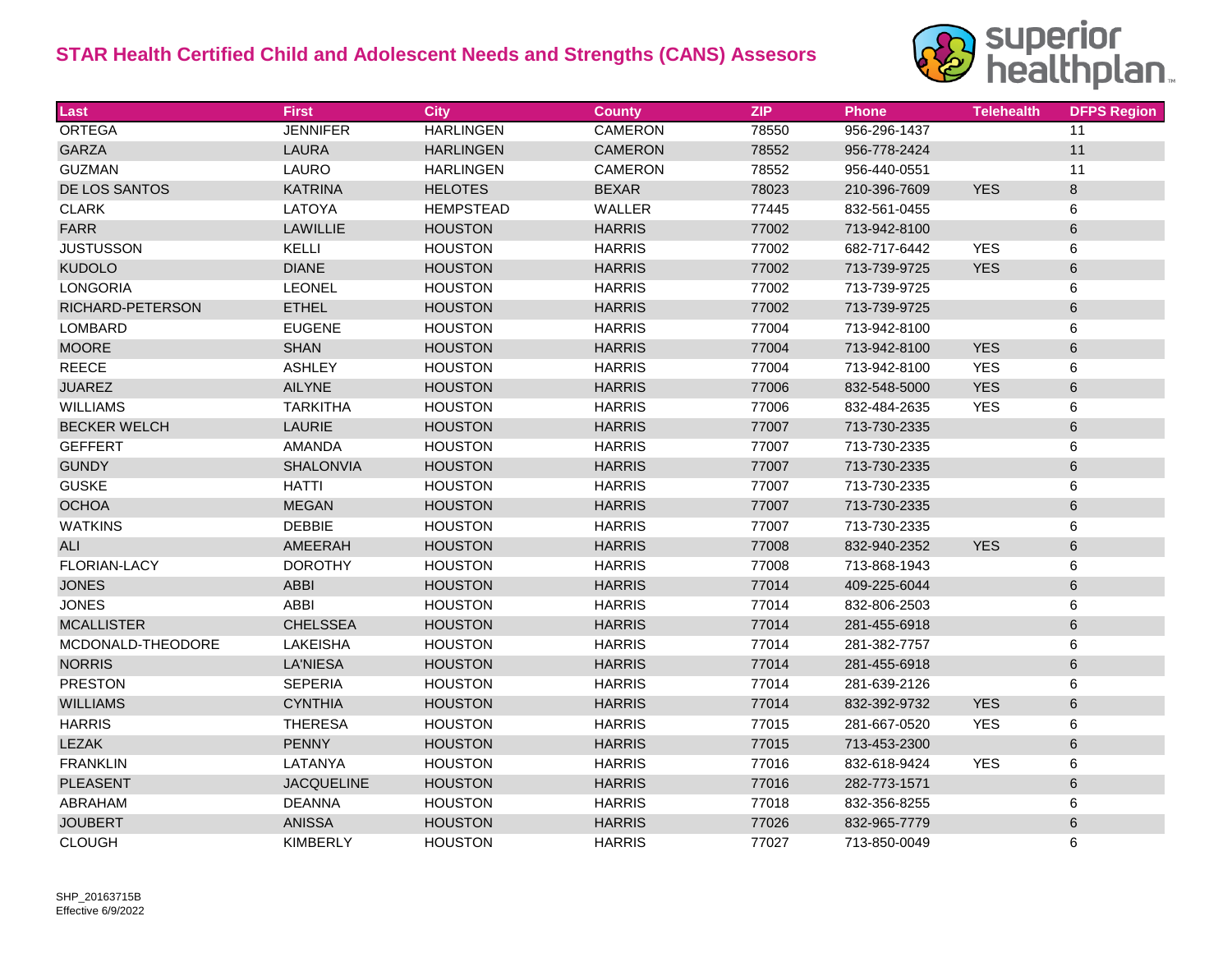# STAR Health Certified Child and Adolescent Needs and Strengths (CANS) Assesors

| Last | First | City | County | ZIP | Phone | Telehealth | DFPS Region |
|---|---|---|---|---|---|---|---|
| ORTEGA | JENNIFER | HARLINGEN | CAMERON | 78550 | 956-296-1437 | | 11 |
| GARZA | LAURA | HARLINGEN | CAMERON | 78552 | 956-778-2424 | | 11 |
| GUZMAN | LAURO | HARLINGEN | CAMERON | 78552 | 956-440-0551 | | 11 |
| DE LOS SANTOS | KATRINA | HELOTES | BEXAR | 78023 | 210-396-7609 | YES | 8 |
| CLARK | LATOYA | HEMPSTEAD | WALLER | 77445 | 832-561-0455 | | 6 |
| FARR | LAWILLIE | HOUSTON | HARRIS | 77002 | 713-942-8100 | | 6 |
| JUSTUSSON | KELLI | HOUSTON | HARRIS | 77002 | 682-717-6442 | YES | 6 |
| KUDOLO | DIANE | HOUSTON | HARRIS | 77002 | 713-739-9725 | YES | 6 |
| LONGORIA | LEONEL | HOUSTON | HARRIS | 77002 | 713-739-9725 | | 6 |
| RICHARD-PETERSON | ETHEL | HOUSTON | HARRIS | 77002 | 713-739-9725 | | 6 |
| LOMBARD | EUGENE | HOUSTON | HARRIS | 77004 | 713-942-8100 | | 6 |
| MOORE | SHAN | HOUSTON | HARRIS | 77004 | 713-942-8100 | YES | 6 |
| REECE | ASHLEY | HOUSTON | HARRIS | 77004 | 713-942-8100 | YES | 6 |
| JUAREZ | AILYNE | HOUSTON | HARRIS | 77006 | 832-548-5000 | YES | 6 |
| WILLIAMS | TARKITHA | HOUSTON | HARRIS | 77006 | 832-484-2635 | YES | 6 |
| BECKER WELCH | LAURIE | HOUSTON | HARRIS | 77007 | 713-730-2335 | | 6 |
| GEFFERT | AMANDA | HOUSTON | HARRIS | 77007 | 713-730-2335 | | 6 |
| GUNDY | SHALONVIA | HOUSTON | HARRIS | 77007 | 713-730-2335 | | 6 |
| GUSKE | HATTI | HOUSTON | HARRIS | 77007 | 713-730-2335 | | 6 |
| OCHOA | MEGAN | HOUSTON | HARRIS | 77007 | 713-730-2335 | | 6 |
| WATKINS | DEBBIE | HOUSTON | HARRIS | 77007 | 713-730-2335 | | 6 |
| ALI | AMEERAH | HOUSTON | HARRIS | 77008 | 832-940-2352 | YES | 6 |
| FLORIAN-LACY | DOROTHY | HOUSTON | HARRIS | 77008 | 713-868-1943 | | 6 |
| JONES | ABBI | HOUSTON | HARRIS | 77014 | 409-225-6044 | | 6 |
| JONES | ABBI | HOUSTON | HARRIS | 77014 | 832-806-2503 | | 6 |
| MCALLISTER | CHELSSEA | HOUSTON | HARRIS | 77014 | 281-455-6918 | | 6 |
| MCDONALD-THEODORE | LAKEISHA | HOUSTON | HARRIS | 77014 | 281-382-7757 | | 6 |
| NORRIS | LA'NIESA | HOUSTON | HARRIS | 77014 | 281-455-6918 | | 6 |
| PRESTON | SEPERIA | HOUSTON | HARRIS | 77014 | 281-639-2126 | | 6 |
| WILLIAMS | CYNTHIA | HOUSTON | HARRIS | 77014 | 832-392-9732 | YES | 6 |
| HARRIS | THERESA | HOUSTON | HARRIS | 77015 | 281-667-0520 | YES | 6 |
| LEZAK | PENNY | HOUSTON | HARRIS | 77015 | 713-453-2300 | | 6 |
| FRANKLIN | LATANYA | HOUSTON | HARRIS | 77016 | 832-618-9424 | YES | 6 |
| PLEASENT | JACQUELINE | HOUSTON | HARRIS | 77016 | 282-773-1571 | | 6 |
| ABRAHAM | DEANNA | HOUSTON | HARRIS | 77018 | 832-356-8255 | | 6 |
| JOUBERT | ANISSA | HOUSTON | HARRIS | 77026 | 832-965-7779 | | 6 |
| CLOUGH | KIMBERLY | HOUSTON | HARRIS | 77027 | 713-850-0049 | | 6 |

SHP_20163715B
Effective 6/9/2022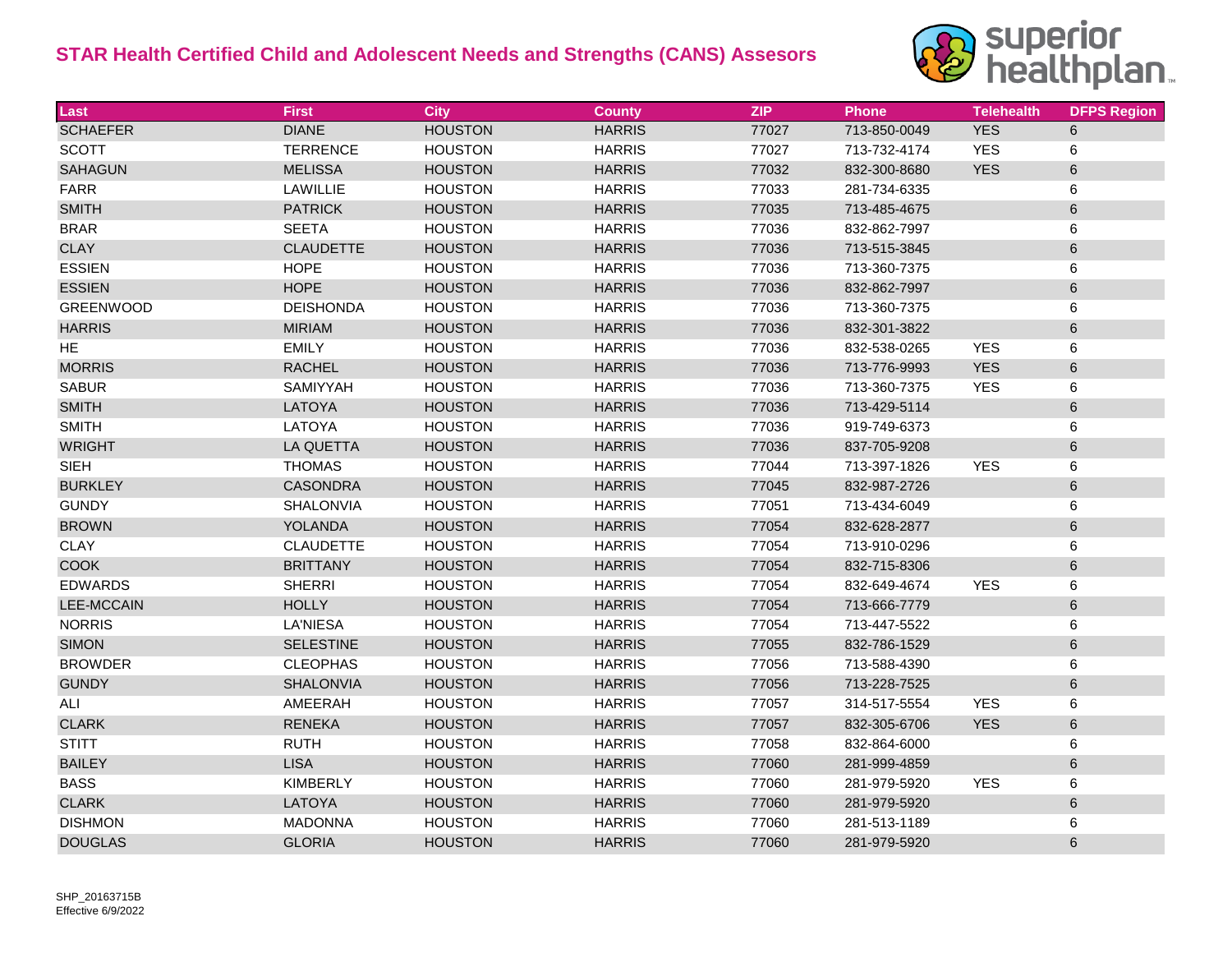# STAR Health Certified Child and Adolescent Needs and Strengths (CANS) Assesors

| Last | First | City | County | ZIP | Phone | Telehealth | DFPS Region |
|---|---|---|---|---|---|---|---|
| SCHAEFER | DIANE | HOUSTON | HARRIS | 77027 | 713-850-0049 | YES | 6 |
| SCOTT | TERRENCE | HOUSTON | HARRIS | 77027 | 713-732-4174 | YES | 6 |
| SAHAGUN | MELISSA | HOUSTON | HARRIS | 77032 | 832-300-8680 | YES | 6 |
| FARR | LAWILLIE | HOUSTON | HARRIS | 77033 | 281-734-6335 | | 6 |
| SMITH | PATRICK | HOUSTON | HARRIS | 77035 | 713-485-4675 | | 6 |
| BRAR | SEETA | HOUSTON | HARRIS | 77036 | 832-862-7997 | | 6 |
| CLAY | CLAUDETTE | HOUSTON | HARRIS | 77036 | 713-515-3845 | | 6 |
| ESSIEN | HOPE | HOUSTON | HARRIS | 77036 | 713-360-7375 | | 6 |
| ESSIEN | HOPE | HOUSTON | HARRIS | 77036 | 832-862-7997 | | 6 |
| GREENWOOD | DEISHONDA | HOUSTON | HARRIS | 77036 | 713-360-7375 | | 6 |
| HARRIS | MIRIAM | HOUSTON | HARRIS | 77036 | 832-301-3822 | | 6 |
| HE | EMILY | HOUSTON | HARRIS | 77036 | 832-538-0265 | YES | 6 |
| MORRIS | RACHEL | HOUSTON | HARRIS | 77036 | 713-776-9993 | YES | 6 |
| SABUR | SAMIYYAH | HOUSTON | HARRIS | 77036 | 713-360-7375 | YES | 6 |
| SMITH | LATOYA | HOUSTON | HARRIS | 77036 | 713-429-5114 | | 6 |
| SMITH | LATOYA | HOUSTON | HARRIS | 77036 | 919-749-6373 | | 6 |
| WRIGHT | LA QUETTA | HOUSTON | HARRIS | 77036 | 837-705-9208 | | 6 |
| SIEH | THOMAS | HOUSTON | HARRIS | 77044 | 713-397-1826 | YES | 6 |
| BURKLEY | CASONDRA | HOUSTON | HARRIS | 77045 | 832-987-2726 | | 6 |
| GUNDY | SHALONVIA | HOUSTON | HARRIS | 77051 | 713-434-6049 | | 6 |
| BROWN | YOLANDA | HOUSTON | HARRIS | 77054 | 832-628-2877 | | 6 |
| CLAY | CLAUDETTE | HOUSTON | HARRIS | 77054 | 713-910-0296 | | 6 |
| COOK | BRITTANY | HOUSTON | HARRIS | 77054 | 832-715-8306 | | 6 |
| EDWARDS | SHERRI | HOUSTON | HARRIS | 77054 | 832-649-4674 | YES | 6 |
| LEE-MCCAIN | HOLLY | HOUSTON | HARRIS | 77054 | 713-666-7779 | | 6 |
| NORRIS | LA'NIESA | HOUSTON | HARRIS | 77054 | 713-447-5522 | | 6 |
| SIMON | SELESTINE | HOUSTON | HARRIS | 77055 | 832-786-1529 | | 6 |
| BROWDER | CLEOPHAS | HOUSTON | HARRIS | 77056 | 713-588-4390 | | 6 |
| GUNDY | SHALONVIA | HOUSTON | HARRIS | 77056 | 713-228-7525 | | 6 |
| ALI | AMEERAH | HOUSTON | HARRIS | 77057 | 314-517-5554 | YES | 6 |
| CLARK | RENEKA | HOUSTON | HARRIS | 77057 | 832-305-6706 | YES | 6 |
| STITT | RUTH | HOUSTON | HARRIS | 77058 | 832-864-6000 | | 6 |
| BAILEY | LISA | HOUSTON | HARRIS | 77060 | 281-999-4859 | | 6 |
| BASS | KIMBERLY | HOUSTON | HARRIS | 77060 | 281-979-5920 | YES | 6 |
| CLARK | LATOYA | HOUSTON | HARRIS | 77060 | 281-979-5920 | | 6 |
| DISHMON | MADONNA | HOUSTON | HARRIS | 77060 | 281-513-1189 | | 6 |
| DOUGLAS | GLORIA | HOUSTON | HARRIS | 77060 | 281-979-5920 | | 6 |

SHP_20163715B
Effective 6/9/2022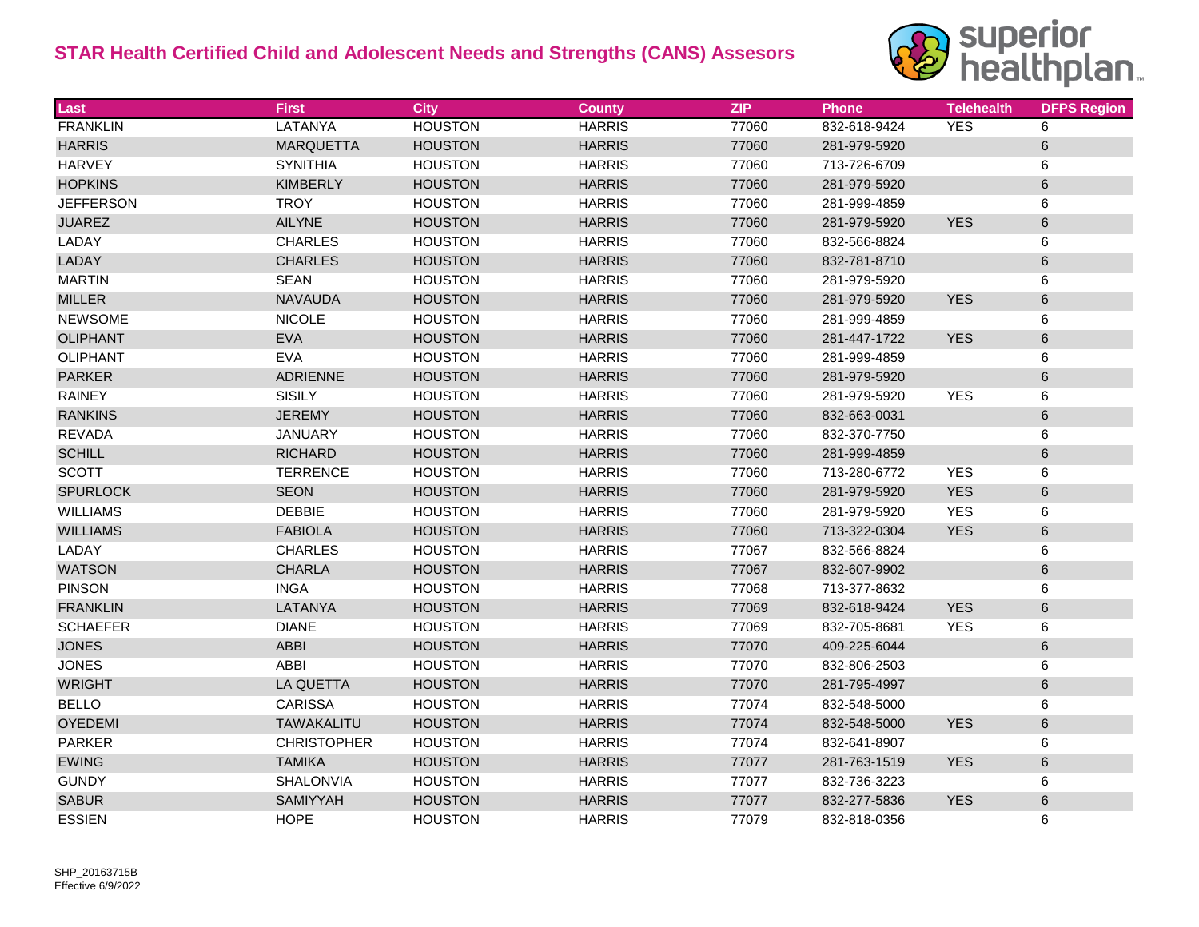## STAR Health Certified Child and Adolescent Needs and Strengths (CANS) Assesors

| Last | First | City | County | ZIP | Phone | Telehealth | DFPS Region |
|---|---|---|---|---|---|---|---|
| FRANKLIN | LATANYA | HOUSTON | HARRIS | 77060 | 832-618-9424 | YES | 6 |
| HARRIS | MARQUETTA | HOUSTON | HARRIS | 77060 | 281-979-5920 | | 6 |
| HARVEY | SYNITHIA | HOUSTON | HARRIS | 77060 | 713-726-6709 | | 6 |
| HOPKINS | KIMBERLY | HOUSTON | HARRIS | 77060 | 281-979-5920 | | 6 |
| JEFFERSON | TROY | HOUSTON | HARRIS | 77060 | 281-999-4859 | | 6 |
| JUAREZ | AILYNE | HOUSTON | HARRIS | 77060 | 281-979-5920 | YES | 6 |
| LADAY | CHARLES | HOUSTON | HARRIS | 77060 | 832-566-8824 | | 6 |
| LADAY | CHARLES | HOUSTON | HARRIS | 77060 | 832-781-8710 | | 6 |
| MARTIN | SEAN | HOUSTON | HARRIS | 77060 | 281-979-5920 | | 6 |
| MILLER | NAVAUDA | HOUSTON | HARRIS | 77060 | 281-979-5920 | YES | 6 |
| NEWSOME | NICOLE | HOUSTON | HARRIS | 77060 | 281-999-4859 | | 6 |
| OLIPHANT | EVA | HOUSTON | HARRIS | 77060 | 281-447-1722 | YES | 6 |
| OLIPHANT | EVA | HOUSTON | HARRIS | 77060 | 281-999-4859 | | 6 |
| PARKER | ADRIENNE | HOUSTON | HARRIS | 77060 | 281-979-5920 | | 6 |
| RAINEY | SISILY | HOUSTON | HARRIS | 77060 | 281-979-5920 | YES | 6 |
| RANKINS | JEREMY | HOUSTON | HARRIS | 77060 | 832-663-0031 | | 6 |
| REVADA | JANUARY | HOUSTON | HARRIS | 77060 | 832-370-7750 | | 6 |
| SCHILL | RICHARD | HOUSTON | HARRIS | 77060 | 281-999-4859 | | 6 |
| SCOTT | TERRENCE | HOUSTON | HARRIS | 77060 | 713-280-6772 | YES | 6 |
| SPURLOCK | SEON | HOUSTON | HARRIS | 77060 | 281-979-5920 | YES | 6 |
| WILLIAMS | DEBBIE | HOUSTON | HARRIS | 77060 | 281-979-5920 | YES | 6 |
| WILLIAMS | FABIOLA | HOUSTON | HARRIS | 77060 | 713-322-0304 | YES | 6 |
| LADAY | CHARLES | HOUSTON | HARRIS | 77067 | 832-566-8824 | | 6 |
| WATSON | CHARLA | HOUSTON | HARRIS | 77067 | 832-607-9902 | | 6 |
| PINSON | INGA | HOUSTON | HARRIS | 77068 | 713-377-8632 | | 6 |
| FRANKLIN | LATANYA | HOUSTON | HARRIS | 77069 | 832-618-9424 | YES | 6 |
| SCHAEFER | DIANE | HOUSTON | HARRIS | 77069 | 832-705-8681 | YES | 6 |
| JONES | ABBI | HOUSTON | HARRIS | 77070 | 409-225-6044 | | 6 |
| JONES | ABBI | HOUSTON | HARRIS | 77070 | 832-806-2503 | | 6 |
| WRIGHT | LA QUETTA | HOUSTON | HARRIS | 77070 | 281-795-4997 | | 6 |
| BELLO | CARISSA | HOUSTON | HARRIS | 77074 | 832-548-5000 | | 6 |
| OYEDEMI | TAWAKALITU | HOUSTON | HARRIS | 77074 | 832-548-5000 | YES | 6 |
| PARKER | CHRISTOPHER | HOUSTON | HARRIS | 77074 | 832-641-8907 | | 6 |
| EWING | TAMIKA | HOUSTON | HARRIS | 77077 | 281-763-1519 | YES | 6 |
| GUNDY | SHALONVIA | HOUSTON | HARRIS | 77077 | 832-736-3223 | | 6 |
| SABUR | SAMIYYAH | HOUSTON | HARRIS | 77077 | 832-277-5836 | YES | 6 |
| ESSIEN | HOPE | HOUSTON | HARRIS | 77079 | 832-818-0356 | | 6 |

SHP_20163715B
Effective 6/9/2022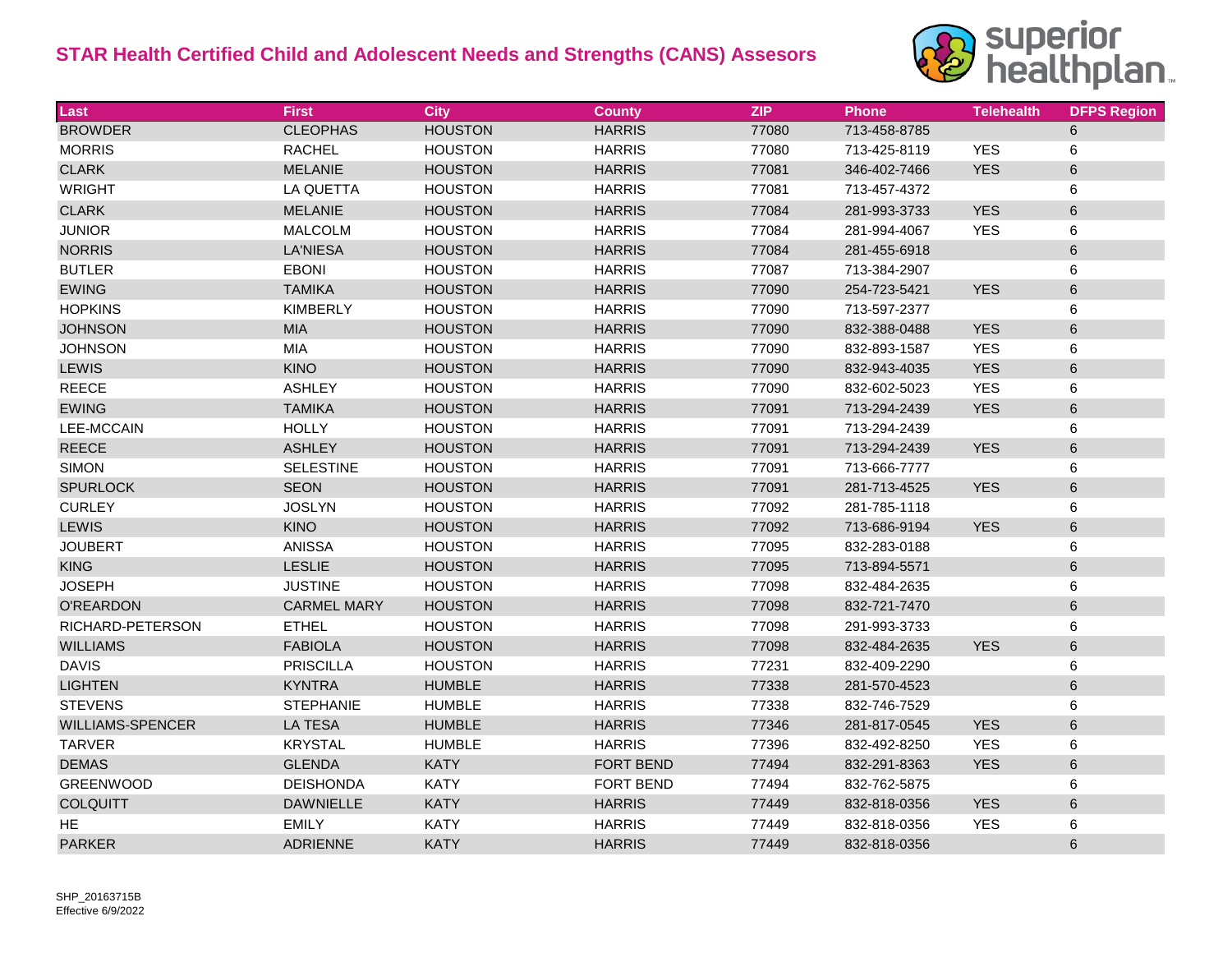## STAR Health Certified Child and Adolescent Needs and Strengths (CANS) Assesors

| Last | First | City | County | ZIP | Phone | Telehealth | DFPS Region |
|---|---|---|---|---|---|---|---|
| BROWDER | CLEOPHAS | HOUSTON | HARRIS | 77080 | 713-458-8785 | | 6 |
| MORRIS | RACHEL | HOUSTON | HARRIS | 77080 | 713-425-8119 | YES | 6 |
| CLARK | MELANIE | HOUSTON | HARRIS | 77081 | 346-402-7466 | YES | 6 |
| WRIGHT | LA QUETTA | HOUSTON | HARRIS | 77081 | 713-457-4372 | | 6 |
| CLARK | MELANIE | HOUSTON | HARRIS | 77084 | 281-993-3733 | YES | 6 |
| JUNIOR | MALCOLM | HOUSTON | HARRIS | 77084 | 281-994-4067 | YES | 6 |
| NORRIS | LA'NIESA | HOUSTON | HARRIS | 77084 | 281-455-6918 | | 6 |
| BUTLER | EBONI | HOUSTON | HARRIS | 77087 | 713-384-2907 | | 6 |
| EWING | TAMIKA | HOUSTON | HARRIS | 77090 | 254-723-5421 | YES | 6 |
| HOPKINS | KIMBERLY | HOUSTON | HARRIS | 77090 | 713-597-2377 | | 6 |
| JOHNSON | MIA | HOUSTON | HARRIS | 77090 | 832-388-0488 | YES | 6 |
| JOHNSON | MIA | HOUSTON | HARRIS | 77090 | 832-893-1587 | YES | 6 |
| LEWIS | KINO | HOUSTON | HARRIS | 77090 | 832-943-4035 | YES | 6 |
| REECE | ASHLEY | HOUSTON | HARRIS | 77090 | 832-602-5023 | YES | 6 |
| EWING | TAMIKA | HOUSTON | HARRIS | 77091 | 713-294-2439 | YES | 6 |
| LEE-MCCAIN | HOLLY | HOUSTON | HARRIS | 77091 | 713-294-2439 | | 6 |
| REECE | ASHLEY | HOUSTON | HARRIS | 77091 | 713-294-2439 | YES | 6 |
| SIMON | SELESTINE | HOUSTON | HARRIS | 77091 | 713-666-7777 | | 6 |
| SPURLOCK | SEON | HOUSTON | HARRIS | 77091 | 281-713-4525 | YES | 6 |
| CURLEY | JOSLYN | HOUSTON | HARRIS | 77092 | 281-785-1118 | | 6 |
| LEWIS | KINO | HOUSTON | HARRIS | 77092 | 713-686-9194 | YES | 6 |
| JOUBERT | ANISSA | HOUSTON | HARRIS | 77095 | 832-283-0188 | | 6 |
| KING | LESLIE | HOUSTON | HARRIS | 77095 | 713-894-5571 | | 6 |
| JOSEPH | JUSTINE | HOUSTON | HARRIS | 77098 | 832-484-2635 | | 6 |
| O'REARDON | CARMEL MARY | HOUSTON | HARRIS | 77098 | 832-721-7470 | | 6 |
| RICHARD-PETERSON | ETHEL | HOUSTON | HARRIS | 77098 | 291-993-3733 | | 6 |
| WILLIAMS | FABIOLA | HOUSTON | HARRIS | 77098 | 832-484-2635 | YES | 6 |
| DAVIS | PRISCILLA | HOUSTON | HARRIS | 77231 | 832-409-2290 | | 6 |
| LIGHTEN | KYNTRA | HUMBLE | HARRIS | 77338 | 281-570-4523 | | 6 |
| STEVENS | STEPHANIE | HUMBLE | HARRIS | 77338 | 832-746-7529 | | 6 |
| WILLIAMS-SPENCER | LA TESA | HUMBLE | HARRIS | 77346 | 281-817-0545 | YES | 6 |
| TARVER | KRYSTAL | HUMBLE | HARRIS | 77396 | 832-492-8250 | YES | 6 |
| DEMAS | GLENDA | KATY | FORT BEND | 77494 | 832-291-8363 | YES | 6 |
| GREENWOOD | DEISHONDA | KATY | FORT BEND | 77494 | 832-762-5875 | | 6 |
| COLQUITT | DAWNIELLE | KATY | HARRIS | 77449 | 832-818-0356 | YES | 6 |
| HE | EMILY | KATY | HARRIS | 77449 | 832-818-0356 | YES | 6 |
| PARKER | ADRIENNE | KATY | HARRIS | 77449 | 832-818-0356 | | 6 |

SHP_20163715B
Effective 6/9/2022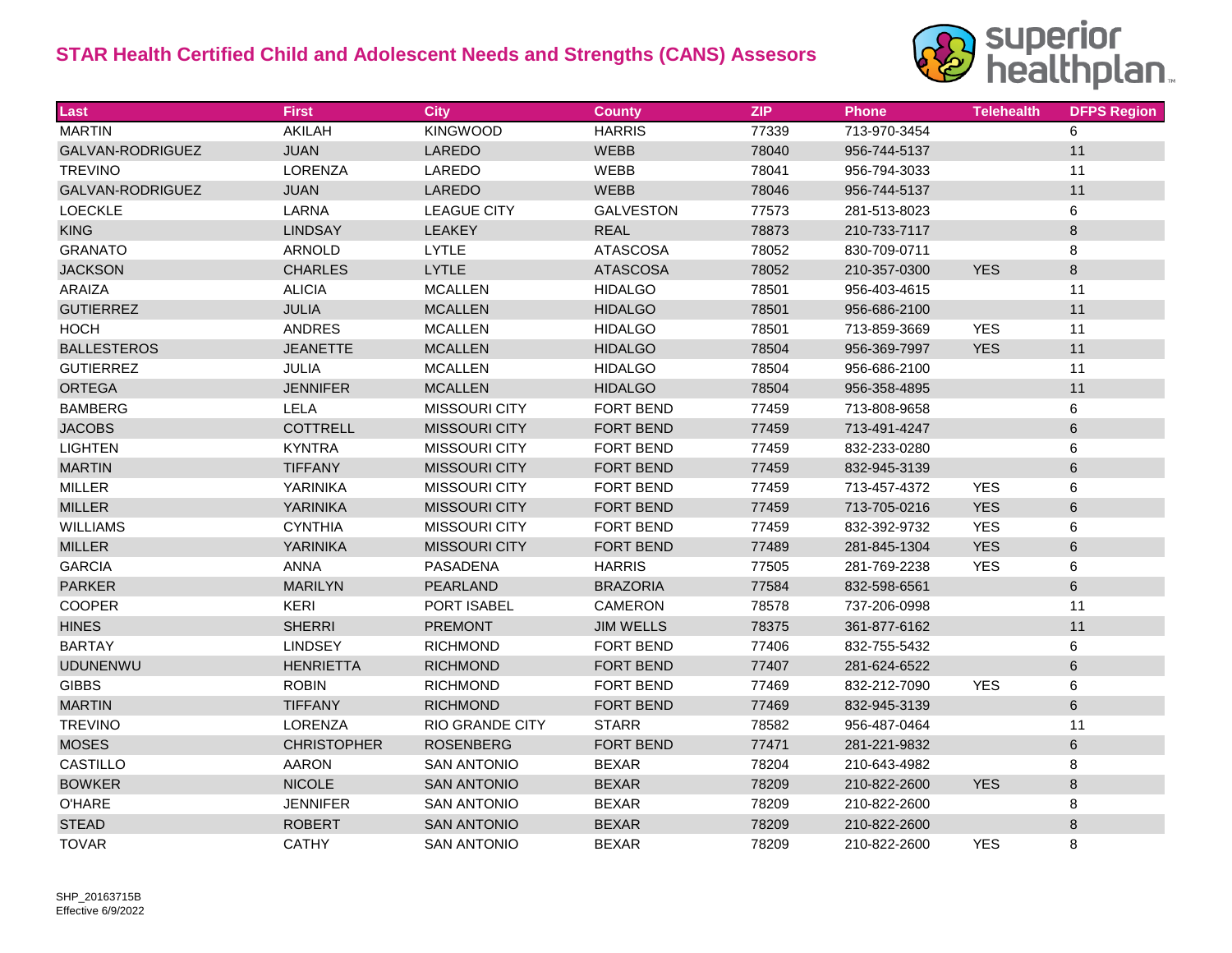## STAR Health Certified Child and Adolescent Needs and Strengths (CANS) Assesors

| Last | First | City | County | ZIP | Phone | Telehealth | DFPS Region |
|---|---|---|---|---|---|---|---|
| MARTIN | AKILAH | KINGWOOD | HARRIS | 77339 | 713-970-3454 | | 6 |
| GALVAN-RODRIGUEZ | JUAN | LAREDO | WEBB | 78040 | 956-744-5137 | | 11 |
| TREVINO | LORENZA | LAREDO | WEBB | 78041 | 956-794-3033 | | 11 |
| GALVAN-RODRIGUEZ | JUAN | LAREDO | WEBB | 78046 | 956-744-5137 | | 11 |
| LOECKLE | LARNA | LEAGUE CITY | GALVESTON | 77573 | 281-513-8023 | | 6 |
| KING | LINDSAY | LEAKEY | REAL | 78873 | 210-733-7117 | | 8 |
| GRANATO | ARNOLD | LYTLE | ATASCOSA | 78052 | 830-709-0711 | | 8 |
| JACKSON | CHARLES | LYTLE | ATASCOSA | 78052 | 210-357-0300 | YES | 8 |
| ARAIZA | ALICIA | MCALLEN | HIDALGO | 78501 | 956-403-4615 | | 11 |
| GUTIERREZ | JULIA | MCALLEN | HIDALGO | 78501 | 956-686-2100 | | 11 |
| HOCH | ANDRES | MCALLEN | HIDALGO | 78501 | 713-859-3669 | YES | 11 |
| BALLESTEROS | JEANETTE | MCALLEN | HIDALGO | 78504 | 956-369-7997 | YES | 11 |
| GUTIERREZ | JULIA | MCALLEN | HIDALGO | 78504 | 956-686-2100 | | 11 |
| ORTEGA | JENNIFER | MCALLEN | HIDALGO | 78504 | 956-358-4895 | | 11 |
| BAMBERG | LELA | MISSOURI CITY | FORT BEND | 77459 | 713-808-9658 | | 6 |
| JACOBS | COTTRELL | MISSOURI CITY | FORT BEND | 77459 | 713-491-4247 | | 6 |
| LIGHTEN | KYNTRA | MISSOURI CITY | FORT BEND | 77459 | 832-233-0280 | | 6 |
| MARTIN | TIFFANY | MISSOURI CITY | FORT BEND | 77459 | 832-945-3139 | | 6 |
| MILLER | YARINIKA | MISSOURI CITY | FORT BEND | 77459 | 713-457-4372 | YES | 6 |
| MILLER | YARINIKA | MISSOURI CITY | FORT BEND | 77459 | 713-705-0216 | YES | 6 |
| WILLIAMS | CYNTHIA | MISSOURI CITY | FORT BEND | 77459 | 832-392-9732 | YES | 6 |
| MILLER | YARINIKA | MISSOURI CITY | FORT BEND | 77489 | 281-845-1304 | YES | 6 |
| GARCIA | ANNA | PASADENA | HARRIS | 77505 | 281-769-2238 | YES | 6 |
| PARKER | MARILYN | PEARLAND | BRAZORIA | 77584 | 832-598-6561 | | 6 |
| COOPER | KERI | PORT ISABEL | CAMERON | 78578 | 737-206-0998 | | 11 |
| HINES | SHERRI | PREMONT | JIM WELLS | 78375 | 361-877-6162 | | 11 |
| BARTAY | LINDSEY | RICHMOND | FORT BEND | 77406 | 832-755-5432 | | 6 |
| UDUNENWU | HENRIETTA | RICHMOND | FORT BEND | 77407 | 281-624-6522 | | 6 |
| GIBBS | ROBIN | RICHMOND | FORT BEND | 77469 | 832-212-7090 | YES | 6 |
| MARTIN | TIFFANY | RICHMOND | FORT BEND | 77469 | 832-945-3139 | | 6 |
| TREVINO | LORENZA | RIO GRANDE CITY | STARR | 78582 | 956-487-0464 | | 11 |
| MOSES | CHRISTOPHER | ROSENBERG | FORT BEND | 77471 | 281-221-9832 | | 6 |
| CASTILLO | AARON | SAN ANTONIO | BEXAR | 78204 | 210-643-4982 | | 8 |
| BOWKER | NICOLE | SAN ANTONIO | BEXAR | 78209 | 210-822-2600 | YES | 8 |
| O'HARE | JENNIFER | SAN ANTONIO | BEXAR | 78209 | 210-822-2600 | | 8 |
| STEAD | ROBERT | SAN ANTONIO | BEXAR | 78209 | 210-822-2600 | | 8 |
| TOVAR | CATHY | SAN ANTONIO | BEXAR | 78209 | 210-822-2600 | YES | 8 |

SHP_20163715B
Effective 6/9/2022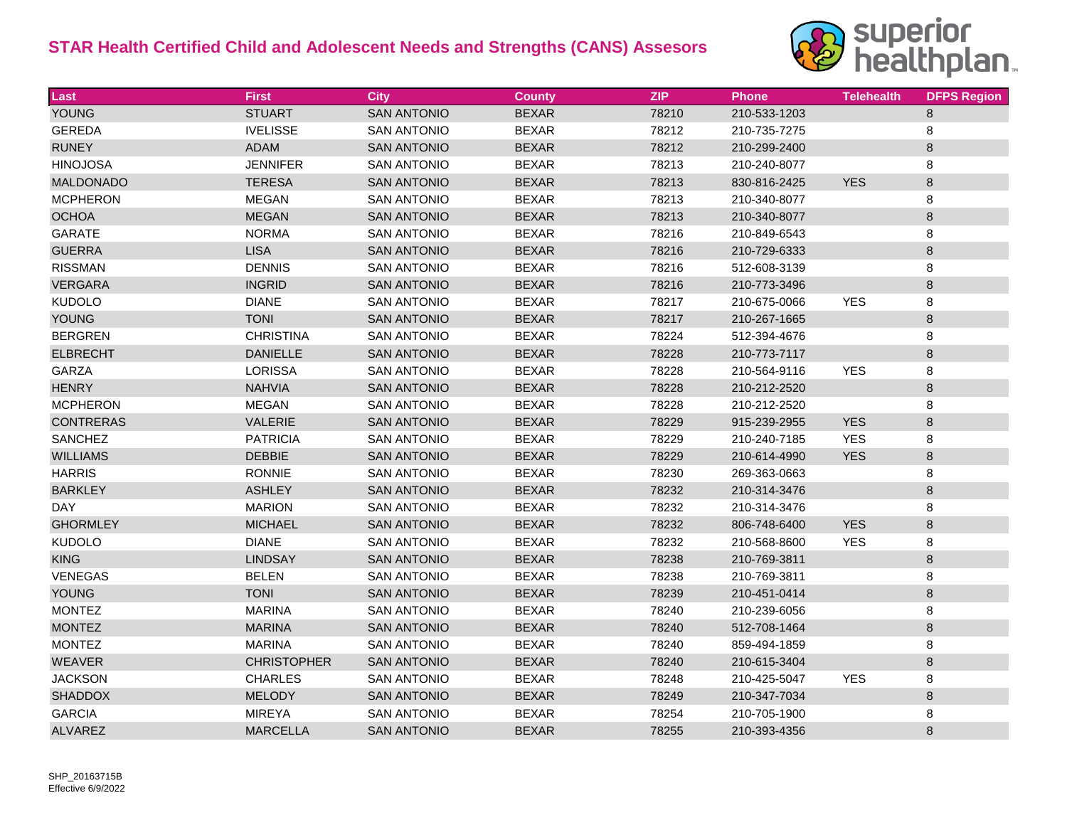# STAR Health Certified Child and Adolescent Needs and Strengths (CANS) Assesors

| Last | First | City | County | ZIP | Phone | Telehealth | DFPS Region |
|---|---|---|---|---|---|---|---|
| YOUNG | STUART | SAN ANTONIO | BEXAR | 78210 | 210-533-1203 | | 8 |
| GEREDA | IVELISSE | SAN ANTONIO | BEXAR | 78212 | 210-735-7275 | | 8 |
| RUNEY | ADAM | SAN ANTONIO | BEXAR | 78212 | 210-299-2400 | | 8 |
| HINOJOSA | JENNIFER | SAN ANTONIO | BEXAR | 78213 | 210-240-8077 | | 8 |
| MALDONADO | TERESA | SAN ANTONIO | BEXAR | 78213 | 830-816-2425 | YES | 8 |
| MCPHERON | MEGAN | SAN ANTONIO | BEXAR | 78213 | 210-340-8077 | | 8 |
| OCHOA | MEGAN | SAN ANTONIO | BEXAR | 78213 | 210-340-8077 | | 8 |
| GARATE | NORMA | SAN ANTONIO | BEXAR | 78216 | 210-849-6543 | | 8 |
| GUERRA | LISA | SAN ANTONIO | BEXAR | 78216 | 210-729-6333 | | 8 |
| RISSMAN | DENNIS | SAN ANTONIO | BEXAR | 78216 | 512-608-3139 | | 8 |
| VERGARA | INGRID | SAN ANTONIO | BEXAR | 78216 | 210-773-3496 | | 8 |
| KUDOLO | DIANE | SAN ANTONIO | BEXAR | 78217 | 210-675-0066 | YES | 8 |
| YOUNG | TONI | SAN ANTONIO | BEXAR | 78217 | 210-267-1665 | | 8 |
| BERGREN | CHRISTINA | SAN ANTONIO | BEXAR | 78224 | 512-394-4676 | | 8 |
| ELBRECHT | DANIELLE | SAN ANTONIO | BEXAR | 78228 | 210-773-7117 | | 8 |
| GARZA | LORISSA | SAN ANTONIO | BEXAR | 78228 | 210-564-9116 | YES | 8 |
| HENRY | NAHVIA | SAN ANTONIO | BEXAR | 78228 | 210-212-2520 | | 8 |
| MCPHERON | MEGAN | SAN ANTONIO | BEXAR | 78228 | 210-212-2520 | | 8 |
| CONTRERAS | VALERIE | SAN ANTONIO | BEXAR | 78229 | 915-239-2955 | YES | 8 |
| SANCHEZ | PATRICIA | SAN ANTONIO | BEXAR | 78229 | 210-240-7185 | YES | 8 |
| WILLIAMS | DEBBIE | SAN ANTONIO | BEXAR | 78229 | 210-614-4990 | YES | 8 |
| HARRIS | RONNIE | SAN ANTONIO | BEXAR | 78230 | 269-363-0663 | | 8 |
| BARKLEY | ASHLEY | SAN ANTONIO | BEXAR | 78232 | 210-314-3476 | | 8 |
| DAY | MARION | SAN ANTONIO | BEXAR | 78232 | 210-314-3476 | | 8 |
| GHORMLEY | MICHAEL | SAN ANTONIO | BEXAR | 78232 | 806-748-6400 | YES | 8 |
| KUDOLO | DIANE | SAN ANTONIO | BEXAR | 78232 | 210-568-8600 | YES | 8 |
| KING | LINDSAY | SAN ANTONIO | BEXAR | 78238 | 210-769-3811 | | 8 |
| VENEGAS | BELEN | SAN ANTONIO | BEXAR | 78238 | 210-769-3811 | | 8 |
| YOUNG | TONI | SAN ANTONIO | BEXAR | 78239 | 210-451-0414 | | 8 |
| MONTEZ | MARINA | SAN ANTONIO | BEXAR | 78240 | 210-239-6056 | | 8 |
| MONTEZ | MARINA | SAN ANTONIO | BEXAR | 78240 | 512-708-1464 | | 8 |
| MONTEZ | MARINA | SAN ANTONIO | BEXAR | 78240 | 859-494-1859 | | 8 |
| WEAVER | CHRISTOPHER | SAN ANTONIO | BEXAR | 78240 | 210-615-3404 | | 8 |
| JACKSON | CHARLES | SAN ANTONIO | BEXAR | 78248 | 210-425-5047 | YES | 8 |
| SHADDOX | MELODY | SAN ANTONIO | BEXAR | 78249 | 210-347-7034 | | 8 |
| GARCIA | MIREYA | SAN ANTONIO | BEXAR | 78254 | 210-705-1900 | | 8 |
| ALVAREZ | MARCELLA | SAN ANTONIO | BEXAR | 78255 | 210-393-4356 | | 8 |

SHP_20163715B
Effective 6/9/2022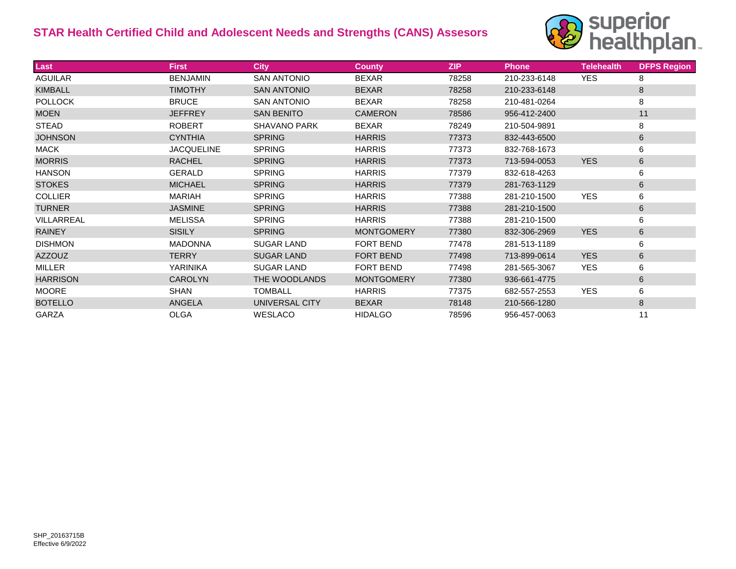## STAR Health Certified Child and Adolescent Needs and Strengths (CANS) Assesors

| Last | First | City | County | ZIP | Phone | Telehealth | DFPS Region |
|---|---|---|---|---|---|---|---|
| AGUILAR | BENJAMIN | SAN ANTONIO | BEXAR | 78258 | 210-233-6148 | YES | 8 |
| KIMBALL | TIMOTHY | SAN ANTONIO | BEXAR | 78258 | 210-233-6148 | | 8 |
| POLLOCK | BRUCE | SAN ANTONIO | BEXAR | 78258 | 210-481-0264 | | 8 |
| MOEN | JEFFREY | SAN BENITO | CAMERON | 78586 | 956-412-2400 | | 11 |
| STEAD | ROBERT | SHAVANO PARK | BEXAR | 78249 | 210-504-9891 | | 8 |
| JOHNSON | CYNTHIA | SPRING | HARRIS | 77373 | 832-443-6500 | | 6 |
| MACK | JACQUELINE | SPRING | HARRIS | 77373 | 832-768-1673 | | 6 |
| MORRIS | RACHEL | SPRING | HARRIS | 77373 | 713-594-0053 | YES | 6 |
| HANSON | GERALD | SPRING | HARRIS | 77379 | 832-618-4263 | | 6 |
| STOKES | MICHAEL | SPRING | HARRIS | 77379 | 281-763-1129 | | 6 |
| COLLIER | MARIAH | SPRING | HARRIS | 77388 | 281-210-1500 | YES | 6 |
| TURNER | JASMINE | SPRING | HARRIS | 77388 | 281-210-1500 | | 6 |
| VILLARREAL | MELISSA | SPRING | HARRIS | 77388 | 281-210-1500 | | 6 |
| RAINEY | SISILY | SPRING | MONTGOMERY | 77380 | 832-306-2969 | YES | 6 |
| DISHMON | MADONNA | SUGAR LAND | FORT BEND | 77478 | 281-513-1189 | | 6 |
| AZZOUZ | TERRY | SUGAR LAND | FORT BEND | 77498 | 713-899-0614 | YES | 6 |
| MILLER | YARINIKA | SUGAR LAND | FORT BEND | 77498 | 281-565-3067 | YES | 6 |
| HARRISON | CAROLYN | THE WOODLANDS | MONTGOMERY | 77380 | 936-661-4775 | | 6 |
| MOORE | SHAN | TOMBALL | HARRIS | 77375 | 682-557-2553 | YES | 6 |
| BOTELLO | ANGELA | UNIVERSAL CITY | BEXAR | 78148 | 210-566-1280 | | 8 |
| GARZA | OLGA | WESLACO | HIDALGO | 78596 | 956-457-0063 | | 11 |

SHP_20163715B
Effective 6/9/2022